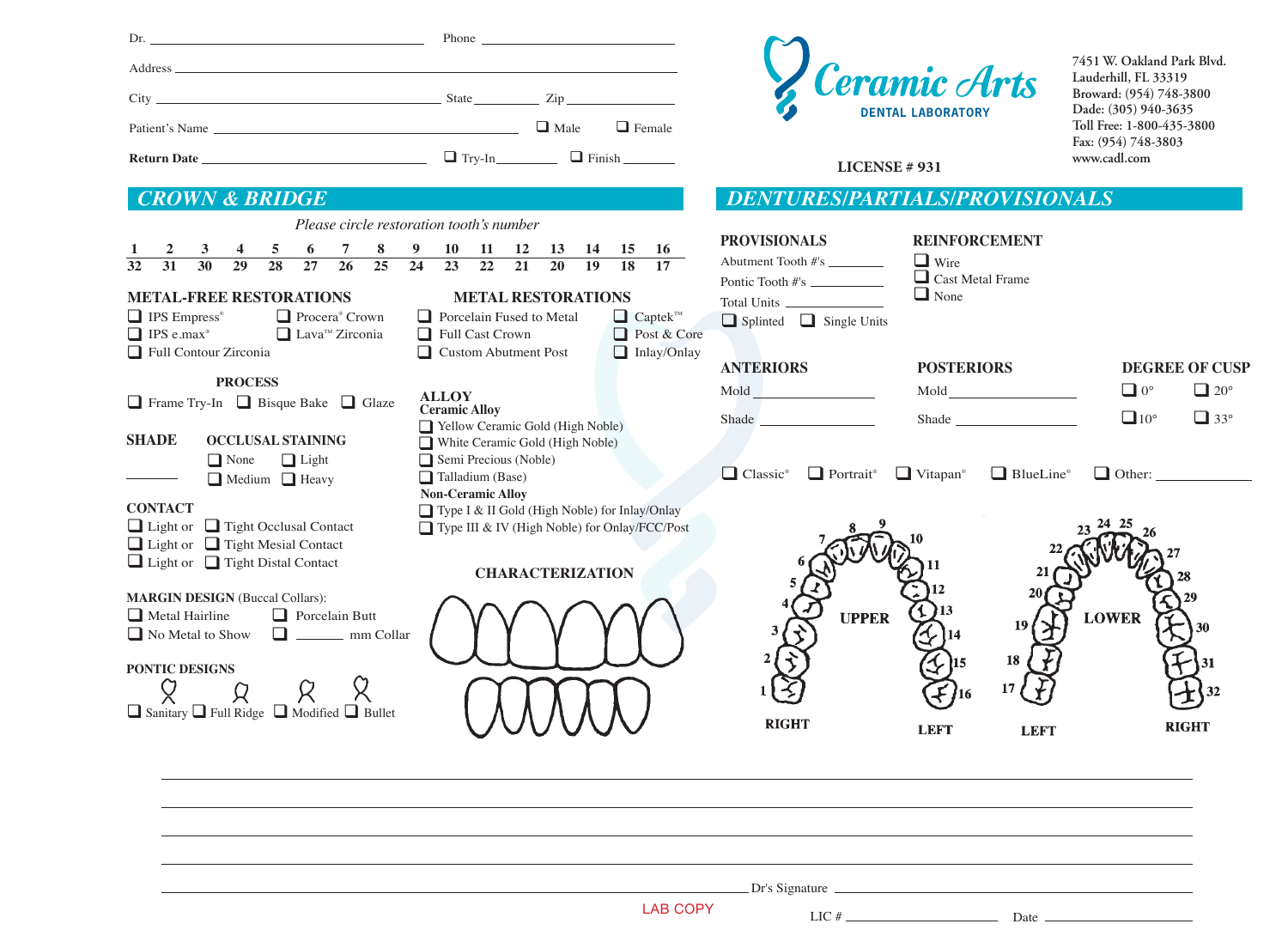Dr. ____________________ Phone ____________________

Address ________________________________________

City ____________________ State ________ Zip ____________

Patient's Name ____________________ ❑ Male ❑ Female

**Return Date** ____________________ ❑ Try-In________ ❑ Finish ________

**Ceramic Arts**
DENTAL LABORATORY

7451 W. Oakland Park Blvd.
Lauderhill, FL 33319
Broward: (954) 748-3800
Dade: (305) 940-3635
Toll Free: 1-800-435-3800
Fax: (954) 748-3803
www.cadl.com

**LICENSE # 931**

## CROWN & BRIDGE

*Please circle restoration tooth's number*

| 1 | 2 | 3 | 4 | 5 | 6 | 7 | 8 | 9 | 10 | 11 | 12 | 13 | 14 | 15 | 16 |
|---|---|---|---|---|---|---|---|---|---|---|---|---|---|---|---|
| 32 | 31 | 30 | 29 | 28 | 27 | 26 | 25 | 24 | 23 | 22 | 21 | 20 | 19 | 18 | 17 |

### METAL-FREE RESTORATIONS

- ❑ IPS Empress®
- ❑ Procera® Crown
- ❑ IPS e.max®
- ❑ Lava™ Zirconia
- ❑ Full Contour Zirconia

### METAL RESTORATIONS

- ❑ Porcelain Fused to Metal
- ❑ Captek™
- ❑ Full Cast Crown
- ❑ Post & Core
- ❑ Custom Abutment Post
- ❑ Inlay/Onlay

### PROCESS

❑ Frame Try-In ❑ Bisque Bake ❑ Glaze

### SHADE

________

### OCCLUSAL STAINING

- ❑ None
- ❑ Light
- ❑ Medium
- ❑ Heavy

### ALLOY

**Ceramic Alloy**

- ❑ Yellow Ceramic Gold (High Noble)
- ❑ White Ceramic Gold (High Noble)
- ❑ Semi Precious (Noble)
- ❑ Talladium (Base)

**Non-Ceramic Alloy**

- ❑ Type I & II Gold (High Noble) for Inlay/Onlay
- ❑ Type III & IV (High Noble) for Onlay/FCC/Post

### CONTACT

- ❑ Light or ❑ Tight Occlusal Contact
- ❑ Light or ❑ Tight Mesial Contact
- ❑ Light or ❑ Tight Distal Contact

### CHARACTERIZATION

**MARGIN DESIGN** (Buccal Collars):

- ❑ Metal Hairline
- ❑ Porcelain Butt
- ❑ No Metal to Show
- ❑ ________ mm Collar

### PONTIC DESIGNS

❑ Sanitary ❑ Full Ridge ❑ Modified ❑ Bullet

## DENTURES/PARTIALS/PROVISIONALS

### PROVISIONALS

Abutment Tooth #'s __________

Pontic Tooth #'s __________

Total Units __________

❑ Splinted ❑ Single Units

### REINFORCEMENT

- ❑ Wire
- ❑ Cast Metal Frame
- ❑ None

### ANTERIORS

Mold __________

Shade __________

### POSTERIORS

Mold __________

Shade __________

### DEGREE OF CUSP

- ❑ 0°
- ❑ 20°
- ❑ 10°
- ❑ 33°

❑ Classic® ❑ Portrait® ❑ Vitapan® ❑ BlueLine® ❑ Other: __________

UPPER: RIGHT 1, 2, 3, 4, 5, 6, 7, 8 — 9, 10, 11, 12, 13, 14, 15, 16 LEFT

LOWER: LEFT 17, 18, 19, 20, 21, 22, 23, 24 — 25, 26, 27, 28, 29, 30, 31, 32 RIGHT

________________________________________

________________________________________

________________________________________

________________________________________

Dr's Signature ____________________

LAB COPY

LIC # ____________ Date ____________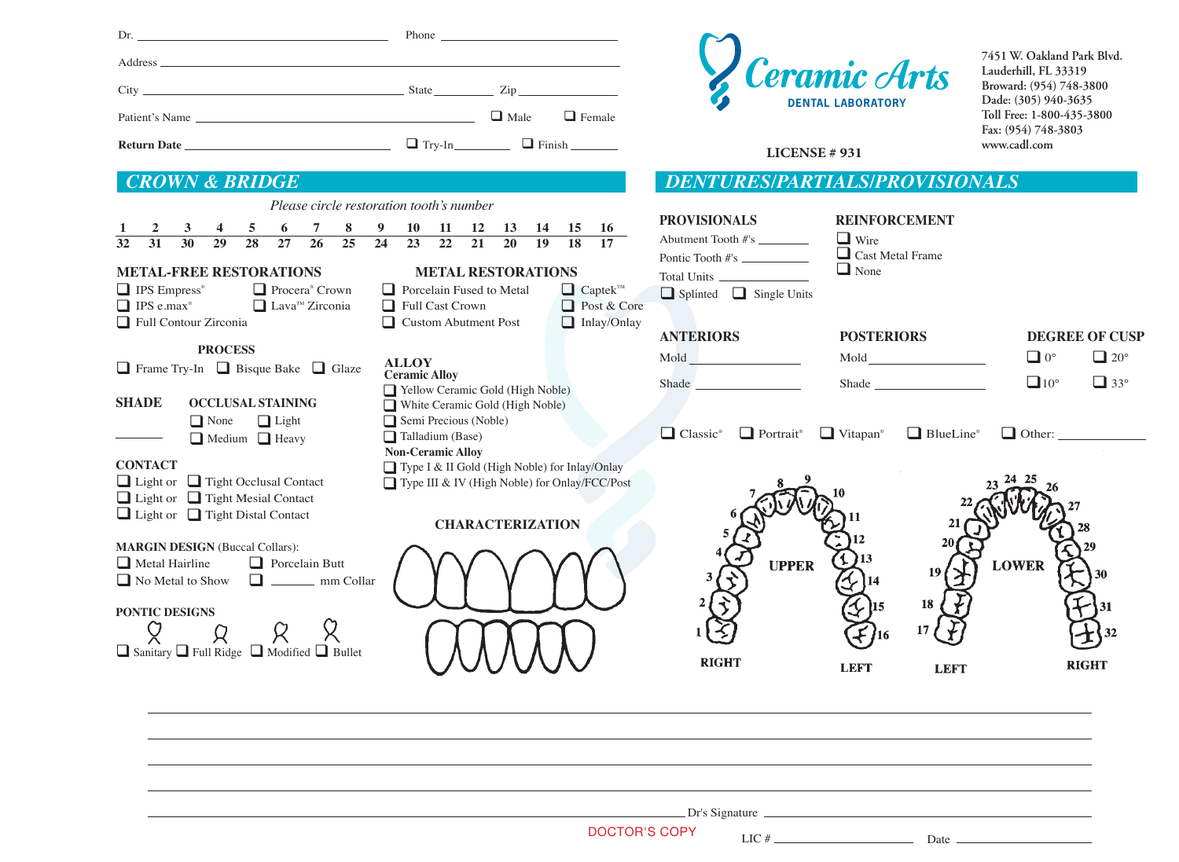Dr. ______________________ Phone ______________________

Address ______________________________________________

City ______________________ State ________ Zip ____________

Patient's Name ______________________ ❑ Male ❑ Female

**Return Date** ______________________ ❑ Try-In __________ ❑ Finish __________

**Ceramic Arts**
DENTAL LABORATORY

LICENSE # 931

7451 W. Oakland Park Blvd.
Lauderhill, FL 33319
Broward: (954) 748-3800
Dade: (305) 940-3635
Toll Free: 1-800-435-3800
Fax: (954) 748-3803
www.cadl.com

## *CROWN & BRIDGE*

*Please circle restoration tooth's number*

| | | | | | | | | | | | | | | | |
|---|---|---|---|---|---|---|---|---|---|---|---|---|---|---|---|
| 1 | 2 | 3 | 4 | 5 | 6 | 7 | 8 | 9 | 10 | 11 | 12 | 13 | 14 | 15 | 16 |
| 32 | 31 | 30 | 29 | 28 | 27 | 26 | 25 | 24 | 23 | 22 | 21 | 20 | 19 | 18 | 17 |

### METAL-FREE RESTORATIONS
- ❑ IPS Empress®
- ❑ Procera® Crown
- ❑ IPS e.max®
- ❑ Lava™ Zirconia
- ❑ Full Contour Zirconia

### METAL RESTORATIONS
- ❑ Porcelain Fused to Metal
- ❑ Captek™
- ❑ Full Cast Crown
- ❑ Post & Core
- ❑ Custom Abutment Post
- ❑ Inlay/Onlay

### PROCESS
❑ Frame Try-In ❑ Bisque Bake ❑ Glaze

### SHADE
__________

### OCCLUSAL STAINING
❑ None ❑ Light
❑ Medium ❑ Heavy

### CONTACT
- ❑ Light or ❑ Tight Occlusal Contact
- ❑ Light or ❑ Tight Mesial Contact
- ❑ Light or ❑ Tight Distal Contact

### ALLOY
**Ceramic Alloy**
- ❑ Yellow Ceramic Gold (High Noble)
- ❑ White Ceramic Gold (High Noble)
- ❑ Semi Precious (Noble)
- ❑ Talladium (Base)

**Non-Ceramic Alloy**
- ❑ Type I & II Gold (High Noble) for Inlay/Onlay
- ❑ Type III & IV (High Noble) for Onlay/FCC/Post

**MARGIN DESIGN** (Buccal Collars):
- ❑ Metal Hairline
- ❑ Porcelain Butt
- ❑ No Metal to Show
- ❑ ________ mm Collar

### PONTIC DESIGNS
❑ Sanitary ❑ Full Ridge ❑ Modified ❑ Bullet

### CHARACTERIZATION

## *DENTURES/PARTIALS/PROVISIONALS*

### PROVISIONALS
Abutment Tooth #'s __________
Pontic Tooth #'s __________
Total Units __________
❑ Splinted ❑ Single Units

### REINFORCEMENT
- ❑ Wire
- ❑ Cast Metal Frame
- ❑ None

### ANTERIORS
Mold __________
Shade __________

### POSTERIORS
Mold __________
Shade __________

### DEGREE OF CUSP
❑ 0° ❑ 20°
❑ 10° ❑ 33°

❑ Classic® ❑ Portrait® ❑ Vitapan® ❑ BlueLine® ❑ Other: __________

UPPER
1 2 3 4 5 6 7 8 9 10 11 12 13 14 15 16
RIGHT LEFT

LOWER
17 18 19 20 21 22 23 24 25 26 27 28 29 30 31 32
LEFT RIGHT

______________________________________________

______________________________________________

______________________________________________

______________________________________________

______________________________________________ Dr's Signature ______________________

DOCTOR'S COPY

LIC # ______________ Date ______________